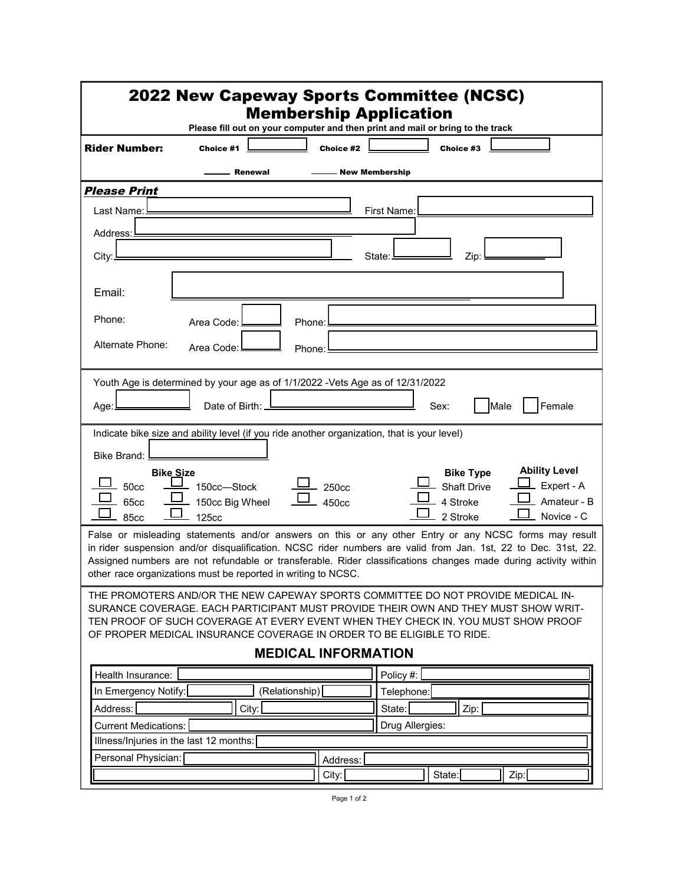# 2022 New Capeway Sports Committee (NCSC) Membership Application

**Please fill out on your computer and then print and mail or bring to the track**

**Rider Number:** Choice #1 ______ Choice #2 ______ Choice #3 ______

_____ Renewal _____ New Membership

***Please Print***

Last Name: ______ First Name: ______

Address: ______

City: ______ State: ______ Zip: ______

Email: ______

Phone: Area Code: ______ Phone: ______

Alternate Phone: Area Code: ______ Phone: ______

Youth Age is determined by your age as of 1/1/2022 -Vets Age as of 12/31/2022

Age: ______ Date of Birth: ______ Sex: ☐ Male ☐ Female

Indicate bike size and ability level (if you ride another organization, that is your level)

Bike Brand: ______

**Bike Size**

- ☐ 50cc
- ☐ 65cc
- ☐ 85cc
- ☐ 150cc—Stock
- ☐ 150cc Big Wheel
- ☐ 125cc
- ☐ 250cc
- ☐ 450cc

**Bike Type**

- ☐ Shaft Drive
- ☐ 4 Stroke
- ☐ 2 Stroke

**Ability Level**

- ☐ Expert - A
- ☐ Amateur - B
- ☐ Novice - C

False or misleading statements and/or answers on this or any other Entry or any NCSC forms may result in rider suspension and/or disqualification. NCSC rider numbers are valid from Jan. 1st, 22 to Dec. 31st, 22. Assigned numbers are not refundable or transferable. Rider classifications changes made during activity within other race organizations must be reported in writing to NCSC.

THE PROMOTERS AND/OR THE NEW CAPEWAY SPORTS COMMITTEE DO NOT PROVIDE MEDICAL INSURANCE COVERAGE. EACH PARTICIPANT MUST PROVIDE THEIR OWN AND THEY MUST SHOW WRITTEN PROOF OF SUCH COVERAGE AT EVERY EVENT WHEN THEY CHECK IN. YOU MUST SHOW PROOF OF PROPER MEDICAL INSURANCE COVERAGE IN ORDER TO BE ELIGIBLE TO RIDE.

## MEDICAL INFORMATION

| | | | |
|---|---|---|---|
| Health Insurance: | | Policy #: | |
| In Emergency Notify: | (Relationship) | Telephone: | |
| Address: | City: | State: | Zip: |
| Current Medications: | | Drug Allergies: | |
| Illness/Injuries in the last 12 months: | | | |
| Personal Physician: | Address: | | |
| | City: | State: | Zip: |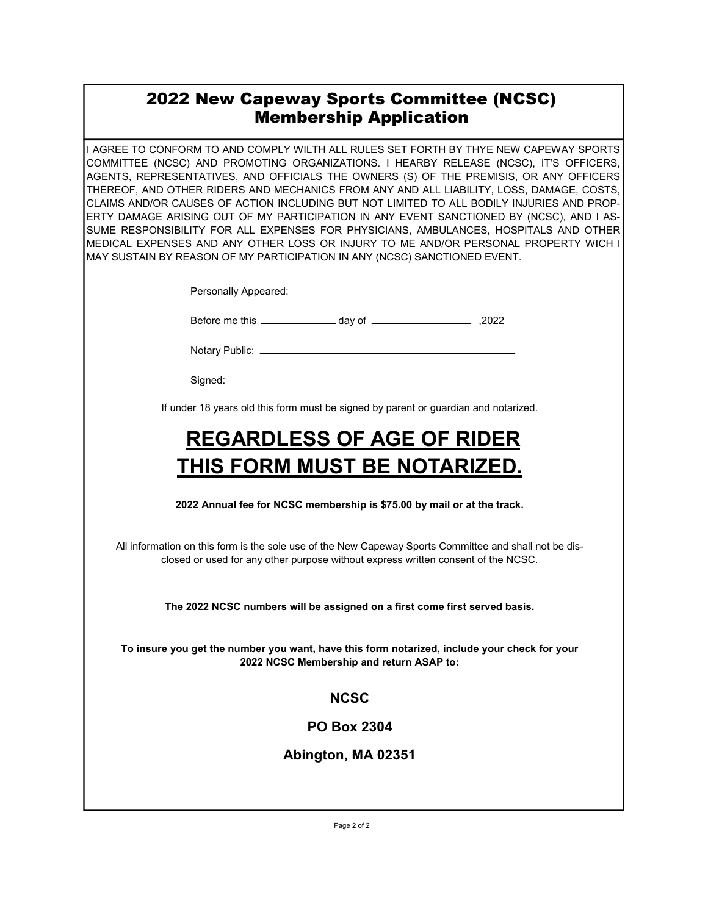# 2022 New Capeway Sports Committee (NCSC) Membership Application

I AGREE TO CONFORM TO AND COMPLY WILTH ALL RULES SET FORTH BY THYE NEW CAPEWAY SPORTS COMMITTEE (NCSC) AND PROMOTING ORGANIZATIONS. I HEARBY RELEASE (NCSC), IT'S OFFICERS, AGENTS, REPRESENTATIVES, AND OFFICIALS THE OWNERS (S) OF THE PREMISIS, OR ANY OFFICERS THEREOF, AND OTHER RIDERS AND MECHANICS FROM ANY AND ALL LIABILITY, LOSS, DAMAGE, COSTS, CLAIMS AND/OR CAUSES OF ACTION INCLUDING BUT NOT LIMITED TO ALL BODILY INJURIES AND PROPERTY DAMAGE ARISING OUT OF MY PARTICIPATION IN ANY EVENT SANCTIONED BY (NCSC), AND I ASSUME RESPONSIBILITY FOR ALL EXPENSES FOR PHYSICIANS, AMBULANCES, HOSPITALS AND OTHER MEDICAL EXPENSES AND ANY OTHER LOSS OR INJURY TO ME AND/OR PERSONAL PROPERTY WICH I MAY SUSTAIN BY REASON OF MY PARTICIPATION IN ANY (NCSC) SANCTIONED EVENT.

Personally Appeared: ______________________________

Before me this ____________ day of ________________ ,2022

Notary Public: ______________________________

Signed: ______________________________

If under 18 years old this form must be signed by parent or guardian and notarized.

## REGARDLESS OF AGE OF RIDER THIS FORM MUST BE NOTARIZED.

**2022 Annual fee for NCSC membership is $75.00 by mail or at the track.**

All information on this form is the sole use of the New Capeway Sports Committee and shall not be disclosed or used for any other purpose without express written consent of the NCSC.

**The 2022 NCSC numbers will be assigned on a first come first served basis.**

**To insure you get the number you want, have this form notarized, include your check for your 2022 NCSC Membership and return ASAP to:**

**NCSC**

**PO Box 2304**

**Abington, MA 02351**